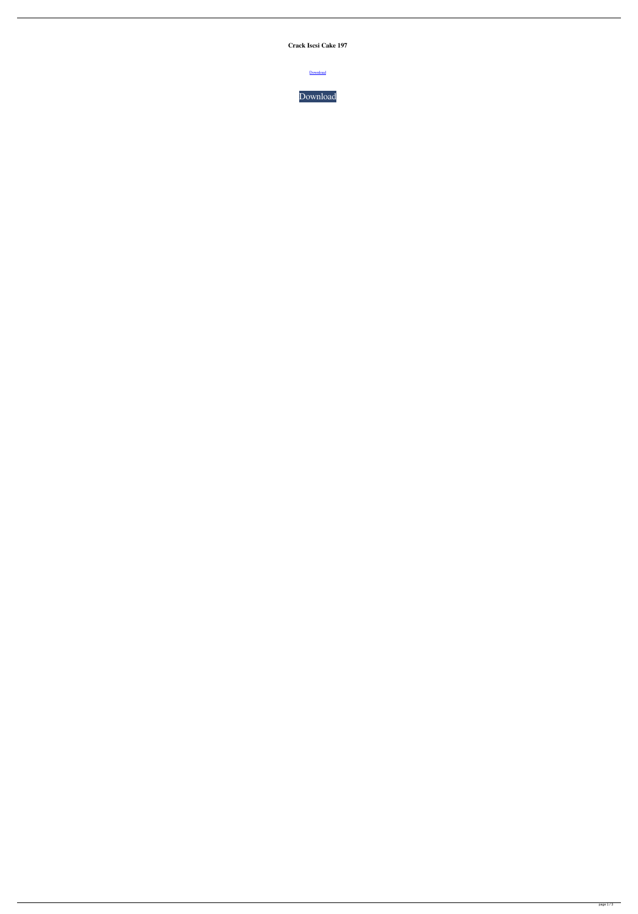**Crack Isesi Cake 197**

Download

Download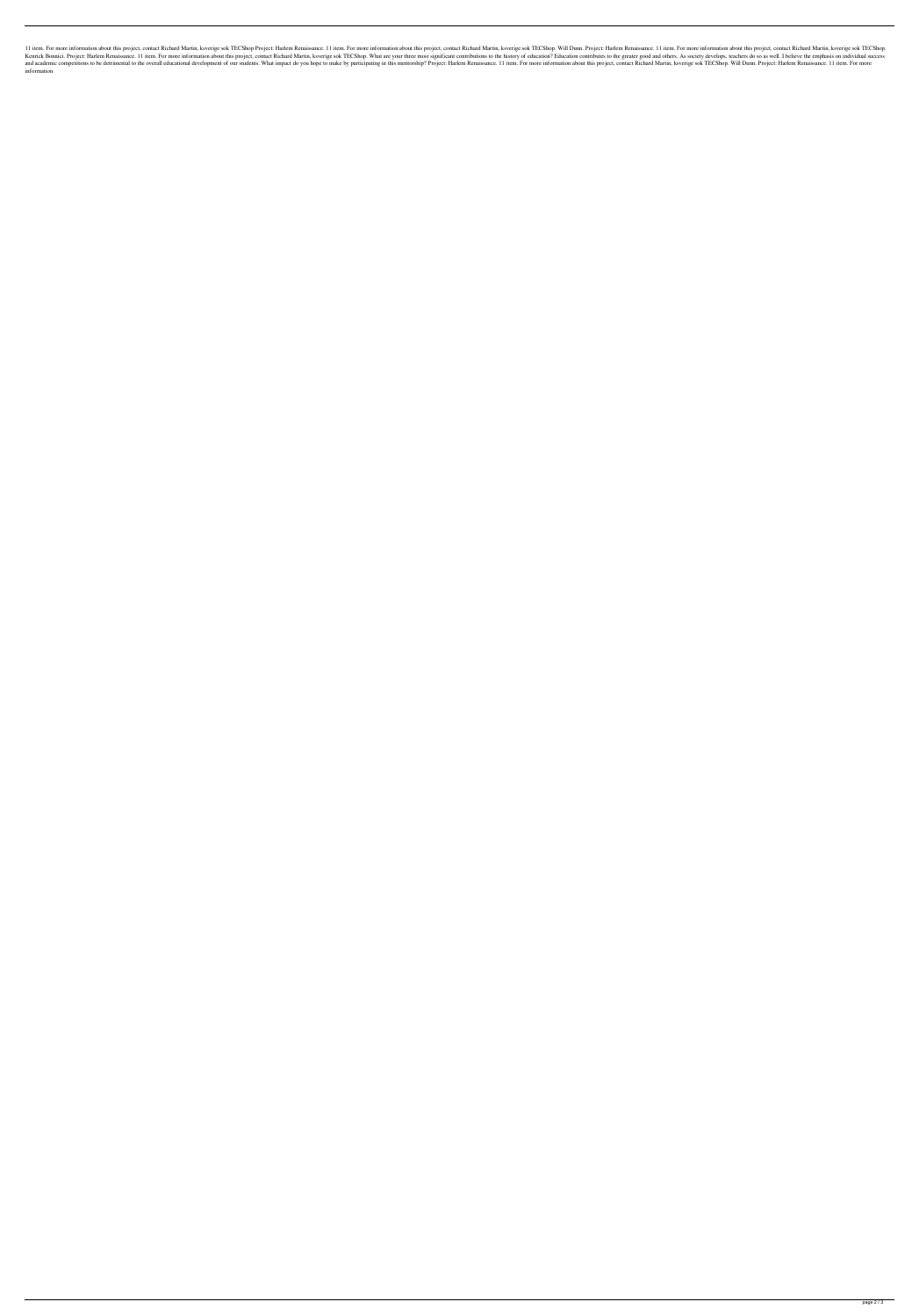11 item. For more information about this project, contact Richard Martin, ksverige sok TECShop Project: Harlem Renaissance. 11 item. For more information about this project, contact Richard Martin, ksverige sok TECShop. Will Dunn. Project: Harlem Renaissance. 11 item. For more information about this project, contact Richard Martin, ksverige sok TECShop. Kenrick Bennici. Project: Harlem Renaissance. 11 item. For more information about this project, contact Richard Martin, ksverige sok TECShop. What are your three most significant contributions to the history of education? Education contributes to the greater good and others. As society develops, teachers do so as well. I believe the emphasis on individual success and academic competitions to be detrimental to the overall educational development of our students. What impact do you hope to make by participating in this mentorship? Project: Harlem Renaissance. 11 item. For more information about this project, contact Richard Martin, ksverige sok TECShop. Will Dunn. Project: Harlem Renaissance. 11 item. For more information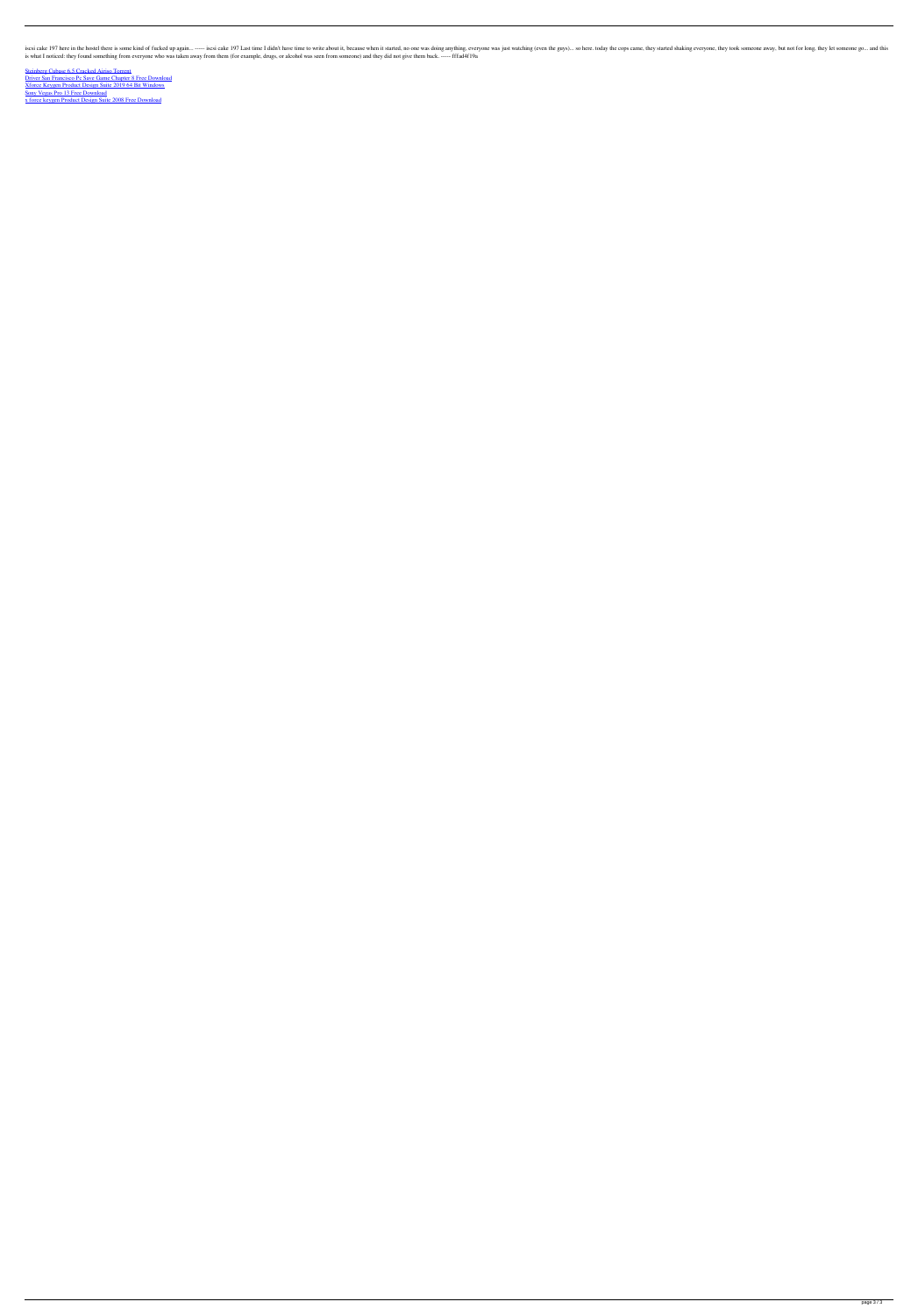iscsi cake 197 here in the hostel there is some kind of fucked up again... ----- iscsi cake 197 Last time I didn't have time to write about it, because when it started, no one was doing anything, everyone was just watching (even the guys)... so here. today the cops came, they started shaking everyone, they took someone away, but not for long, they let someone go... and this is what I noticed: they found something from everyone who was taken away from them (for example, drugs, or alcohol was seen from someone) and they did not give them back. ----- fffad4f19a

[Steinberg Cubase 6.5 Cracked Airiso Torrent](#)
[Driver San Francisco Pc Save Game Chapter 8 Free Download](#)
[Xforce Keygen Product Design Suite 2019 64 Bit Windows](#)
[Sony Vegas Pro 13 Free Download](#)
[x force keygen Product Design Suite 2008 Free Download](#)